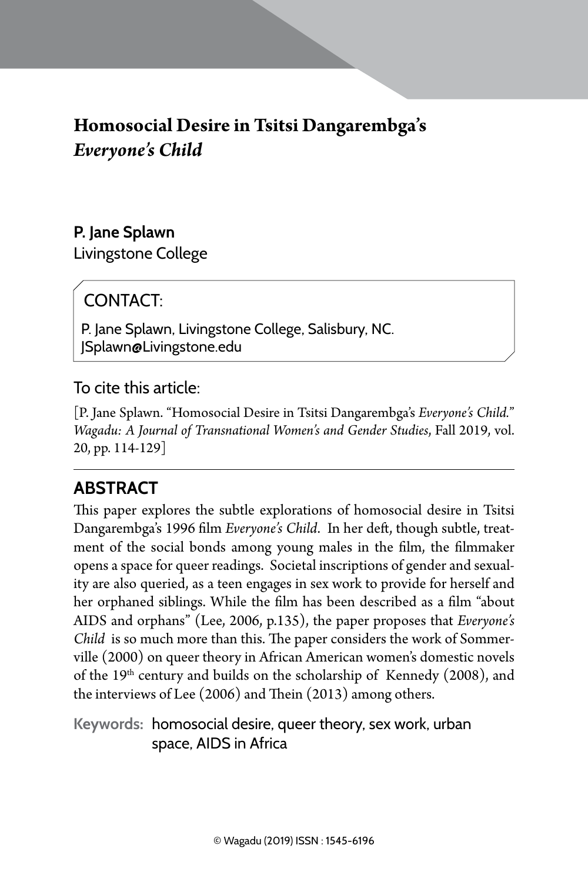# Homosocial Desire in Tsitsi Dangarembga's *Everyone's Child*

**P. Jane Splawn**
Livingstone College

CONTACT:

P. Jane Splawn, Livingstone College, Salisbury, NC.
JSplawn@Livingstone.edu

To cite this article:

[P. Jane Splawn. "Homosocial Desire in Tsitsi Dangarembga's *Everyone's Child*." *Wagadu: A Journal of Transnational Women's and Gender Studies*, Fall 2019, vol. 20, pp. 114-129]

## ABSTRACT

This paper explores the subtle explorations of homosocial desire in Tsitsi Dangarembga's 1996 film *Everyone's Child*. In her deft, though subtle, treatment of the social bonds among young males in the film, the filmmaker opens a space for queer readings. Societal inscriptions of gender and sexuality are also queried, as a teen engages in sex work to provide for herself and her orphaned siblings. While the film has been described as a film "about AIDS and orphans" (Lee, 2006, p.135), the paper proposes that *Everyone's Child* is so much more than this. The paper considers the work of Sommerville (2000) on queer theory in African American women's domestic novels of the 19th century and builds on the scholarship of Kennedy (2008), and the interviews of Lee (2006) and Thein (2013) among others.

**Keywords:** homosocial desire, queer theory, sex work, urban space, AIDS in Africa

© Wagadu (2019) ISSN : 1545-6196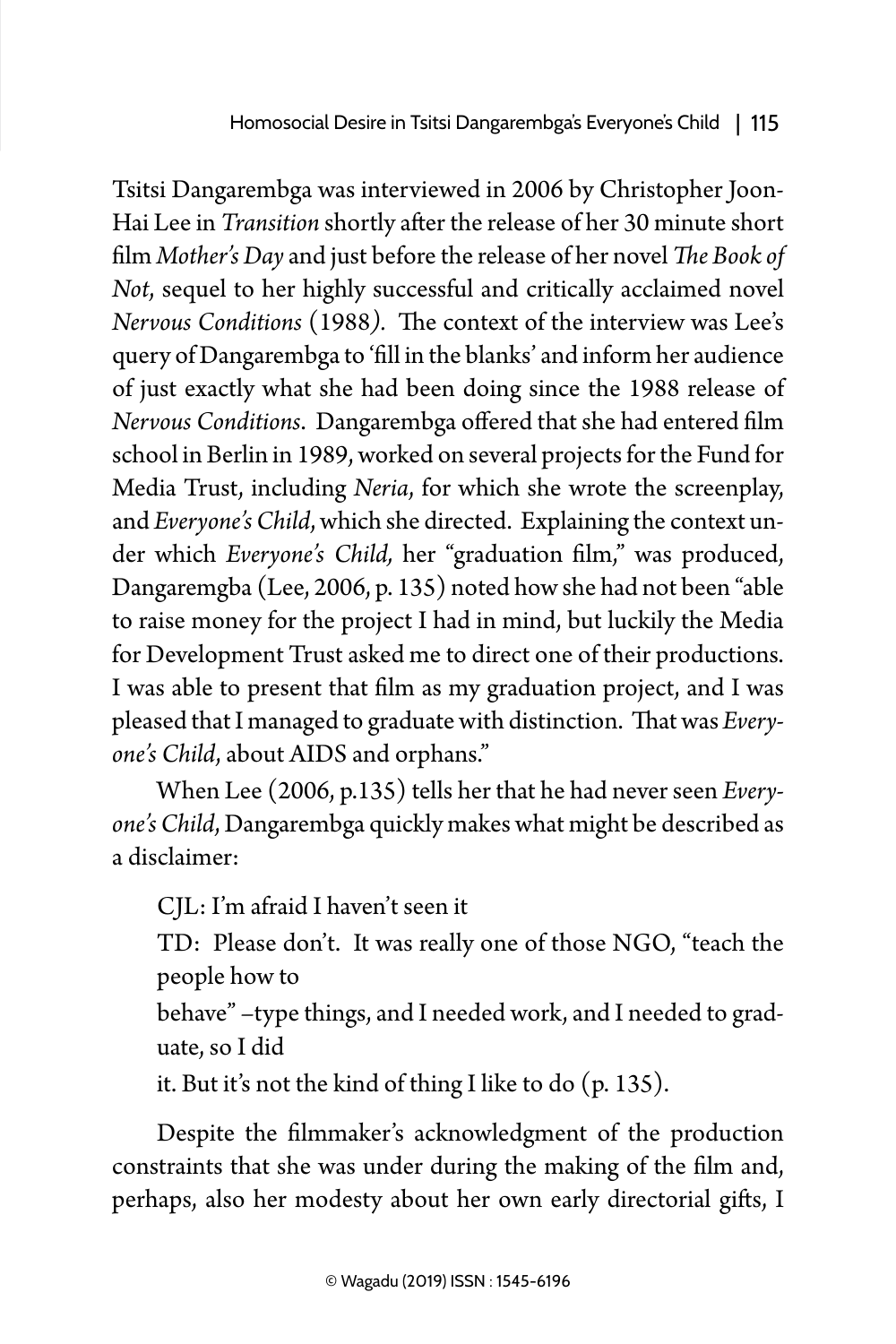Tsitsi Dangarembga was interviewed in 2006 by Christopher Joon-Hai Lee in *Transition* shortly after the release of her 30 minute short film *Mother's Day* and just before the release of her novel *The Book of Not*, sequel to her highly successful and critically acclaimed novel *Nervous Conditions* (1988). The context of the interview was Lee's query of Dangarembga to 'fill in the blanks' and inform her audience of just exactly what she had been doing since the 1988 release of *Nervous Conditions*. Dangarembga offered that she had entered film school in Berlin in 1989, worked on several projects for the Fund for Media Trust, including *Neria*, for which she wrote the screenplay, and *Everyone's Child*, which she directed. Explaining the context under which *Everyone's Child*, her "graduation film," was produced, Dangaremgba (Lee, 2006, p. 135) noted how she had not been "able to raise money for the project I had in mind, but luckily the Media for Development Trust asked me to direct one of their productions. I was able to present that film as my graduation project, and I was pleased that I managed to graduate with distinction. That was *Everyone's Child*, about AIDS and orphans."

When Lee (2006, p.135) tells her that he had never seen *Everyone's Child*, Dangarembga quickly makes what might be described as a disclaimer:

> CJL: I'm afraid I haven't seen it
>
> TD: Please don't. It was really one of those NGO, "teach the people how to
> behave" –type things, and I needed work, and I needed to graduate, so I did
> it. But it's not the kind of thing I like to do (p. 135).

Despite the filmmaker's acknowledgment of the production constraints that she was under during the making of the film and, perhaps, also her modesty about her own early directorial gifts, I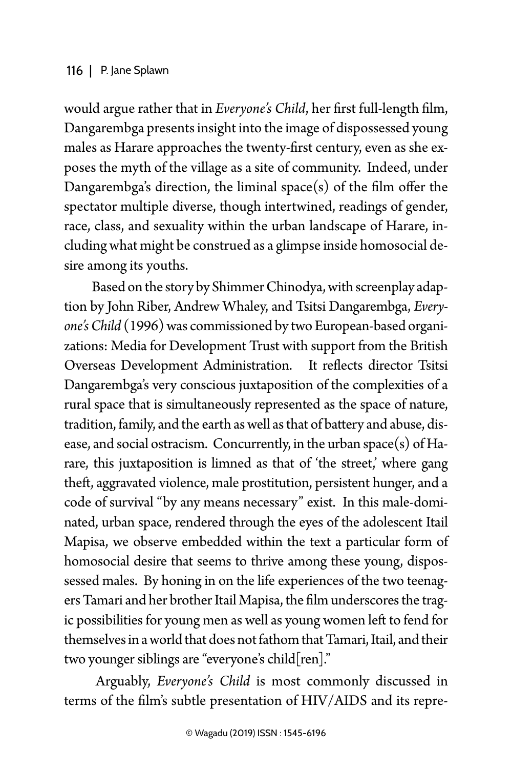would argue rather that in *Everyone's Child*, her first full-length film, Dangarembga presents insight into the image of dispossessed young males as Harare approaches the twenty-first century, even as she exposes the myth of the village as a site of community. Indeed, under Dangarembga's direction, the liminal space(s) of the film offer the spectator multiple diverse, though intertwined, readings of gender, race, class, and sexuality within the urban landscape of Harare, including what might be construed as a glimpse inside homosocial desire among its youths.

Based on the story by Shimmer Chinodya, with screenplay adaptation by John Riber, Andrew Whaley, and Tsitsi Dangarembga, *Everyone's Child* (1996) was commissioned by two European-based organizations: Media for Development Trust with support from the British Overseas Development Administration. It reflects director Tsitsi Dangarembga's very conscious juxtaposition of the complexities of a rural space that is simultaneously represented as the space of nature, tradition, family, and the earth as well as that of battery and abuse, disease, and social ostracism. Concurrently, in the urban space(s) of Harare, this juxtaposition is limned as that of 'the street,' where gang theft, aggravated violence, male prostitution, persistent hunger, and a code of survival "by any means necessary" exist. In this male-dominated, urban space, rendered through the eyes of the adolescent Itail Mapisa, we observe embedded within the text a particular form of homosocial desire that seems to thrive among these young, dispossessed males. By honing in on the life experiences of the two teenagers Tamari and her brother Itail Mapisa, the film underscores the tragic possibilities for young men as well as young women left to fend for themselves in a world that does not fathom that Tamari, Itail, and their two younger siblings are "everyone's child[ren]."

Arguably, *Everyone's Child* is most commonly discussed in terms of the film's subtle presentation of HIV/AIDS and its repre-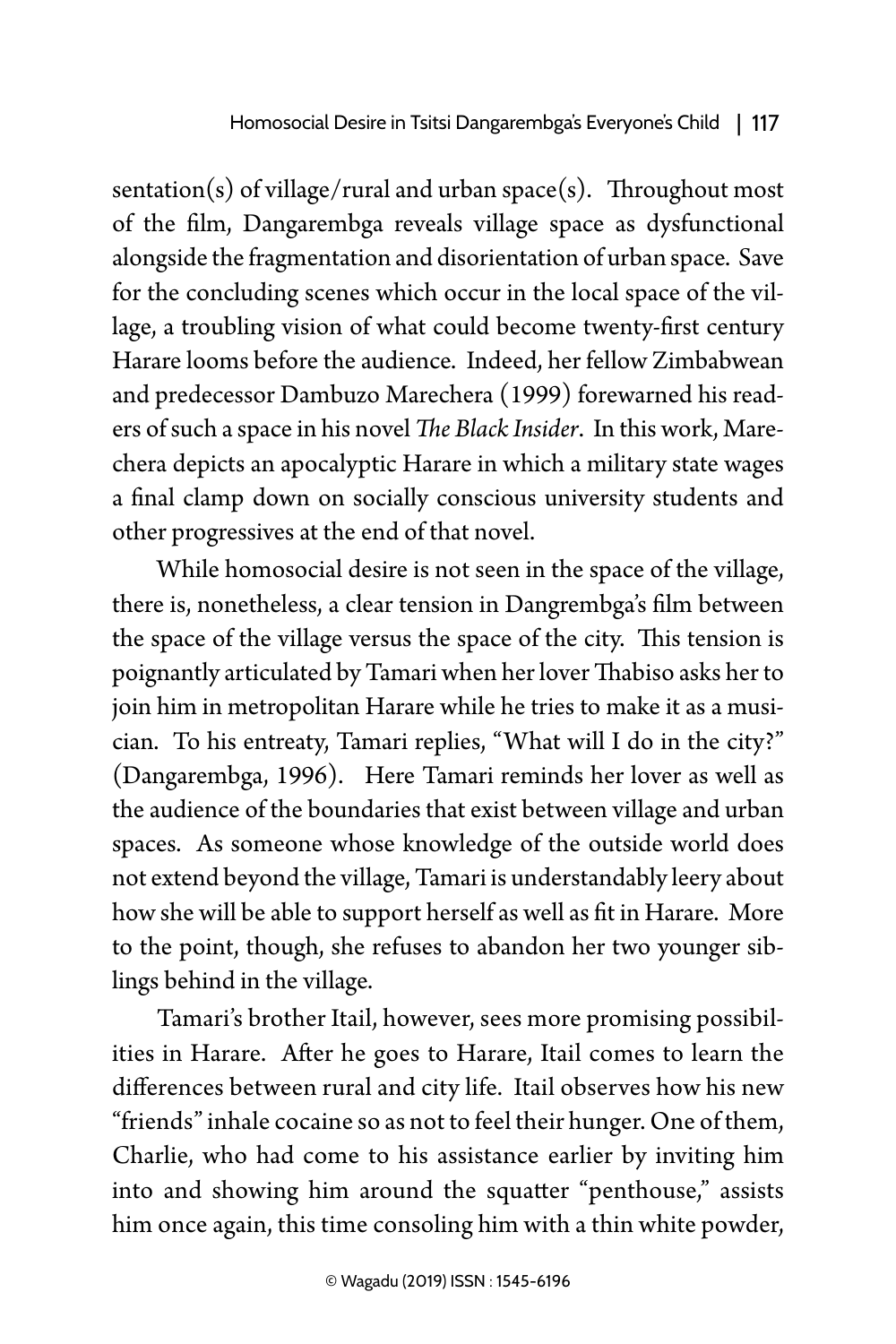sentation(s) of village/rural and urban space(s). Throughout most of the film, Dangarembga reveals village space as dysfunctional alongside the fragmentation and disorientation of urban space. Save for the concluding scenes which occur in the local space of the village, a troubling vision of what could become twenty-first century Harare looms before the audience. Indeed, her fellow Zimbabwean and predecessor Dambuzo Marechera (1999) forewarned his readers of such a space in his novel *The Black Insider*. In this work, Marechera depicts an apocalyptic Harare in which a military state wages a final clamp down on socially conscious university students and other progressives at the end of that novel.

While homosocial desire is not seen in the space of the village, there is, nonetheless, a clear tension in Dangrembga's film between the space of the village versus the space of the city. This tension is poignantly articulated by Tamari when her lover Thabiso asks her to join him in metropolitan Harare while he tries to make it as a musician. To his entreaty, Tamari replies, "What will I do in the city?" (Dangarembga, 1996). Here Tamari reminds her lover as well as the audience of the boundaries that exist between village and urban spaces. As someone whose knowledge of the outside world does not extend beyond the village, Tamari is understandably leery about how she will be able to support herself as well as fit in Harare. More to the point, though, she refuses to abandon her two younger siblings behind in the village.

Tamari's brother Itail, however, sees more promising possibilities in Harare. After he goes to Harare, Itail comes to learn the differences between rural and city life. Itail observes how his new "friends" inhale cocaine so as not to feel their hunger. One of them, Charlie, who had come to his assistance earlier by inviting him into and showing him around the squatter "penthouse," assists him once again, this time consoling him with a thin white powder,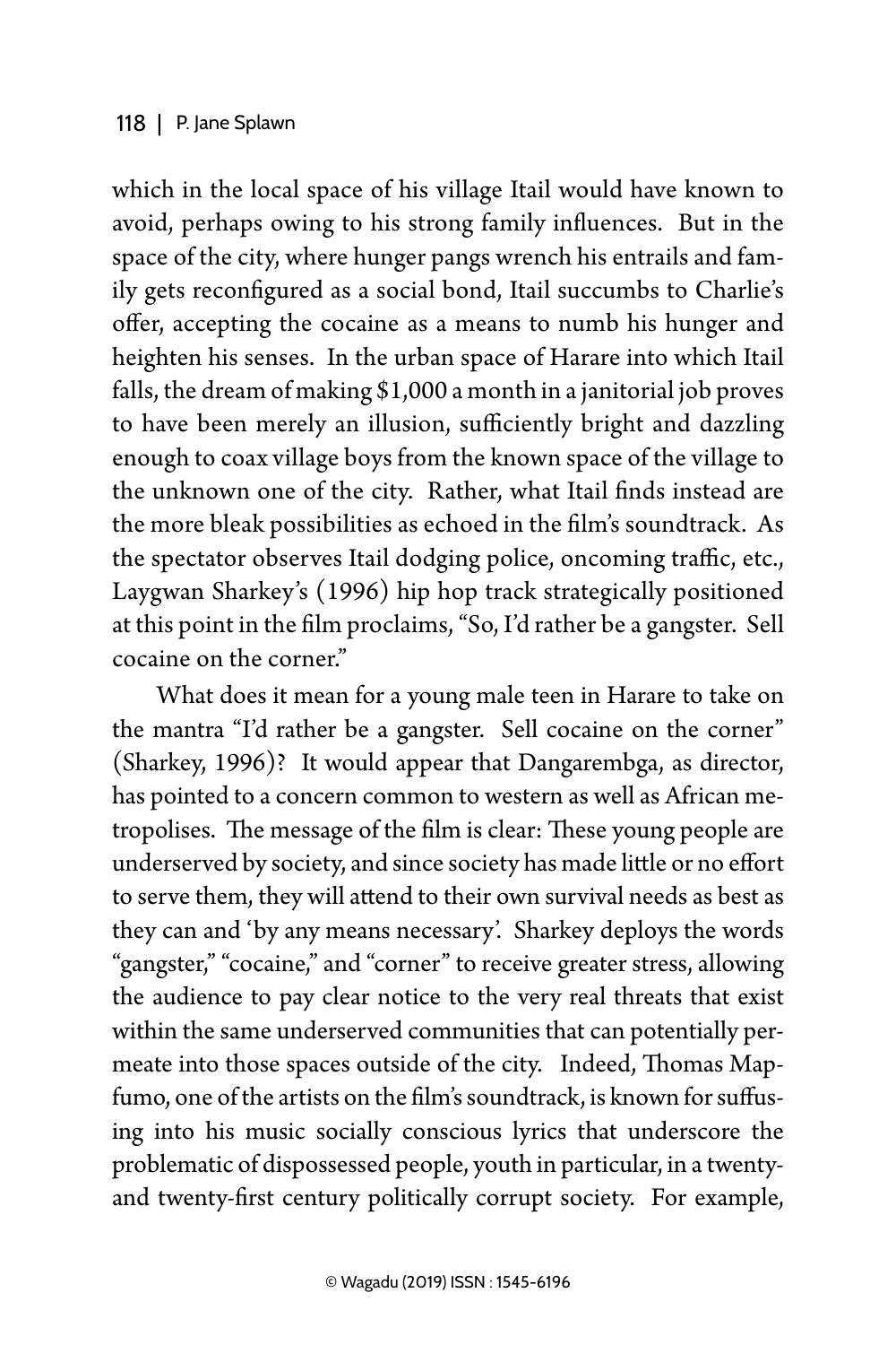which in the local space of his village Itail would have known to avoid, perhaps owing to his strong family influences. But in the space of the city, where hunger pangs wrench his entrails and family gets reconfigured as a social bond, Itail succumbs to Charlie's offer, accepting the cocaine as a means to numb his hunger and heighten his senses. In the urban space of Harare into which Itail falls, the dream of making $1,000 a month in a janitorial job proves to have been merely an illusion, sufficiently bright and dazzling enough to coax village boys from the known space of the village to the unknown one of the city. Rather, what Itail finds instead are the more bleak possibilities as echoed in the film's soundtrack. As the spectator observes Itail dodging police, oncoming traffic, etc., Laygwan Sharkey's (1996) hip hop track strategically positioned at this point in the film proclaims, "So, I'd rather be a gangster. Sell cocaine on the corner."

What does it mean for a young male teen in Harare to take on the mantra "I'd rather be a gangster. Sell cocaine on the corner" (Sharkey, 1996)? It would appear that Dangarembga, as director, has pointed to a concern common to western as well as African metropolises. The message of the film is clear: These young people are underserved by society, and since society has made little or no effort to serve them, they will attend to their own survival needs as best as they can and 'by any means necessary'. Sharkey deploys the words "gangster," "cocaine," and "corner" to receive greater stress, allowing the audience to pay clear notice to the very real threats that exist within the same underserved communities that can potentially permeate into those spaces outside of the city. Indeed, Thomas Mapfumo, one of the artists on the film's soundtrack, is known for suffusing into his music socially conscious lyrics that underscore the problematic of dispossessed people, youth in particular, in a twenty- and twenty-first century politically corrupt society. For example,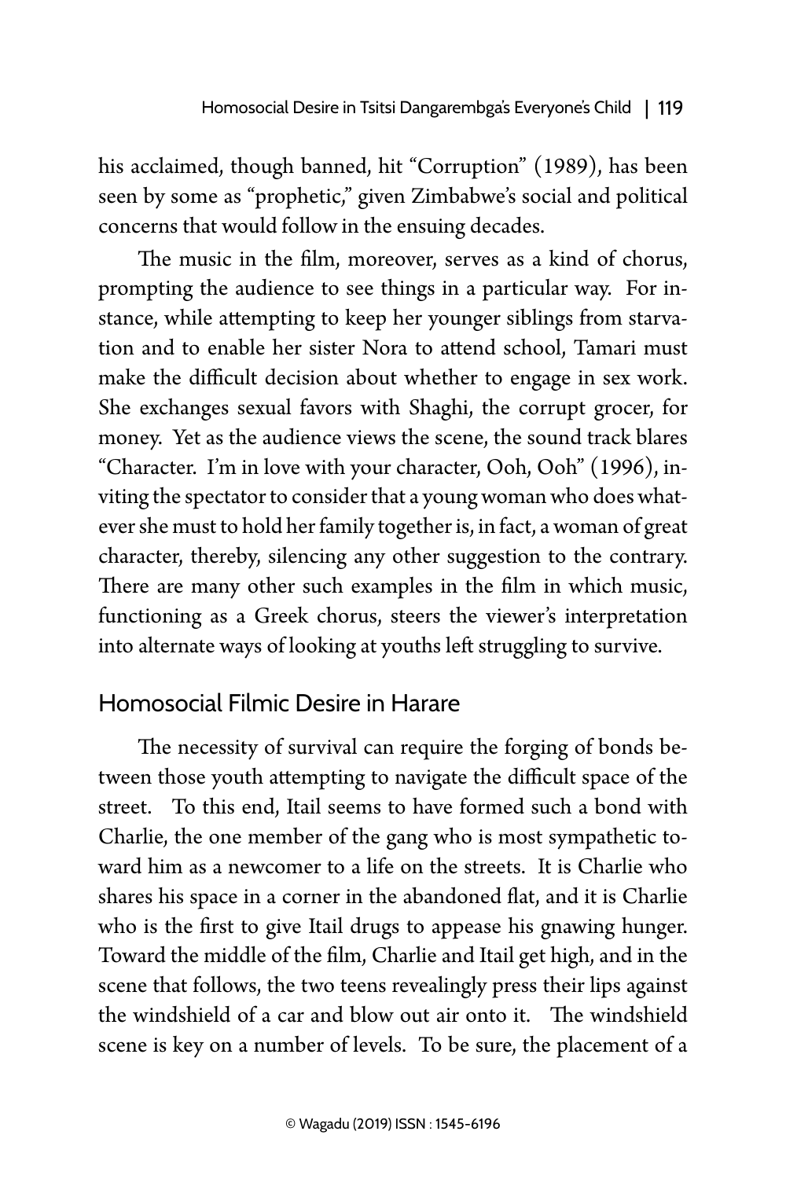his acclaimed, though banned, hit "Corruption" (1989), has been seen by some as "prophetic," given Zimbabwe's social and political concerns that would follow in the ensuing decades.

The music in the film, moreover, serves as a kind of chorus, prompting the audience to see things in a particular way. For instance, while attempting to keep her younger siblings from starvation and to enable her sister Nora to attend school, Tamari must make the difficult decision about whether to engage in sex work. She exchanges sexual favors with Shaghi, the corrupt grocer, for money. Yet as the audience views the scene, the sound track blares "Character. I'm in love with your character, Ooh, Ooh" (1996), inviting the spectator to consider that a young woman who does whatever she must to hold her family together is, in fact, a woman of great character, thereby, silencing any other suggestion to the contrary. There are many other such examples in the film in which music, functioning as a Greek chorus, steers the viewer's interpretation into alternate ways of looking at youths left struggling to survive.

## Homosocial Filmic Desire in Harare

The necessity of survival can require the forging of bonds between those youth attempting to navigate the difficult space of the street. To this end, Itail seems to have formed such a bond with Charlie, the one member of the gang who is most sympathetic toward him as a newcomer to a life on the streets. It is Charlie who shares his space in a corner in the abandoned flat, and it is Charlie who is the first to give Itail drugs to appease his gnawing hunger. Toward the middle of the film, Charlie and Itail get high, and in the scene that follows, the two teens revealingly press their lips against the windshield of a car and blow out air onto it. The windshield scene is key on a number of levels. To be sure, the placement of a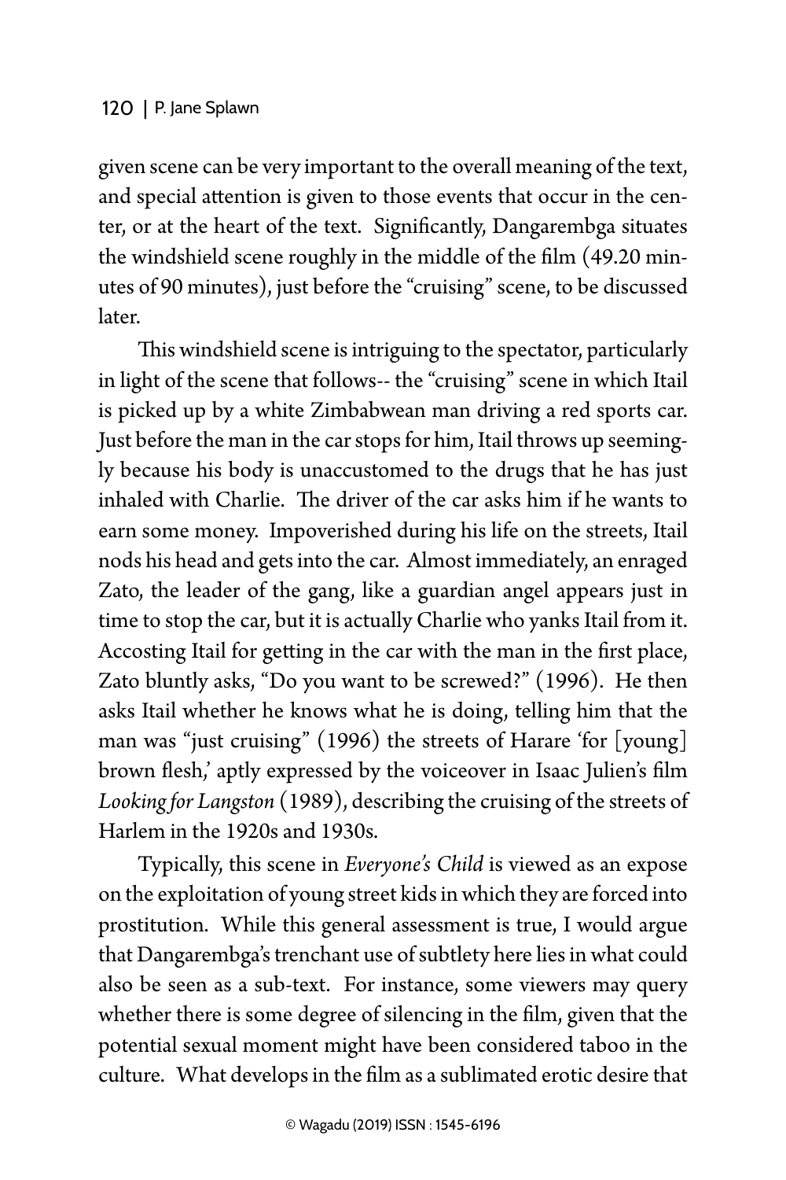given scene can be very important to the overall meaning of the text, and special attention is given to those events that occur in the center, or at the heart of the text. Significantly, Dangarembga situates the windshield scene roughly in the middle of the film (49.20 minutes of 90 minutes), just before the "cruising" scene, to be discussed later.

This windshield scene is intriguing to the spectator, particularly in light of the scene that follows-- the "cruising" scene in which Itail is picked up by a white Zimbabwean man driving a red sports car. Just before the man in the car stops for him, Itail throws up seemingly because his body is unaccustomed to the drugs that he has just inhaled with Charlie. The driver of the car asks him if he wants to earn some money. Impoverished during his life on the streets, Itail nods his head and gets into the car. Almost immediately, an enraged Zato, the leader of the gang, like a guardian angel appears just in time to stop the car, but it is actually Charlie who yanks Itail from it. Accosting Itail for getting in the car with the man in the first place, Zato bluntly asks, "Do you want to be screwed?" (1996). He then asks Itail whether he knows what he is doing, telling him that the man was "just cruising" (1996) the streets of Harare 'for [young] brown flesh,' aptly expressed by the voiceover in Isaac Julien's film *Looking for Langston* (1989), describing the cruising of the streets of Harlem in the 1920s and 1930s.

Typically, this scene in *Everyone's Child* is viewed as an expose on the exploitation of young street kids in which they are forced into prostitution. While this general assessment is true, I would argue that Dangarembga's trenchant use of subtlety here lies in what could also be seen as a sub-text. For instance, some viewers may query whether there is some degree of silencing in the film, given that the potential sexual moment might have been considered taboo in the culture. What develops in the film as a sublimated erotic desire that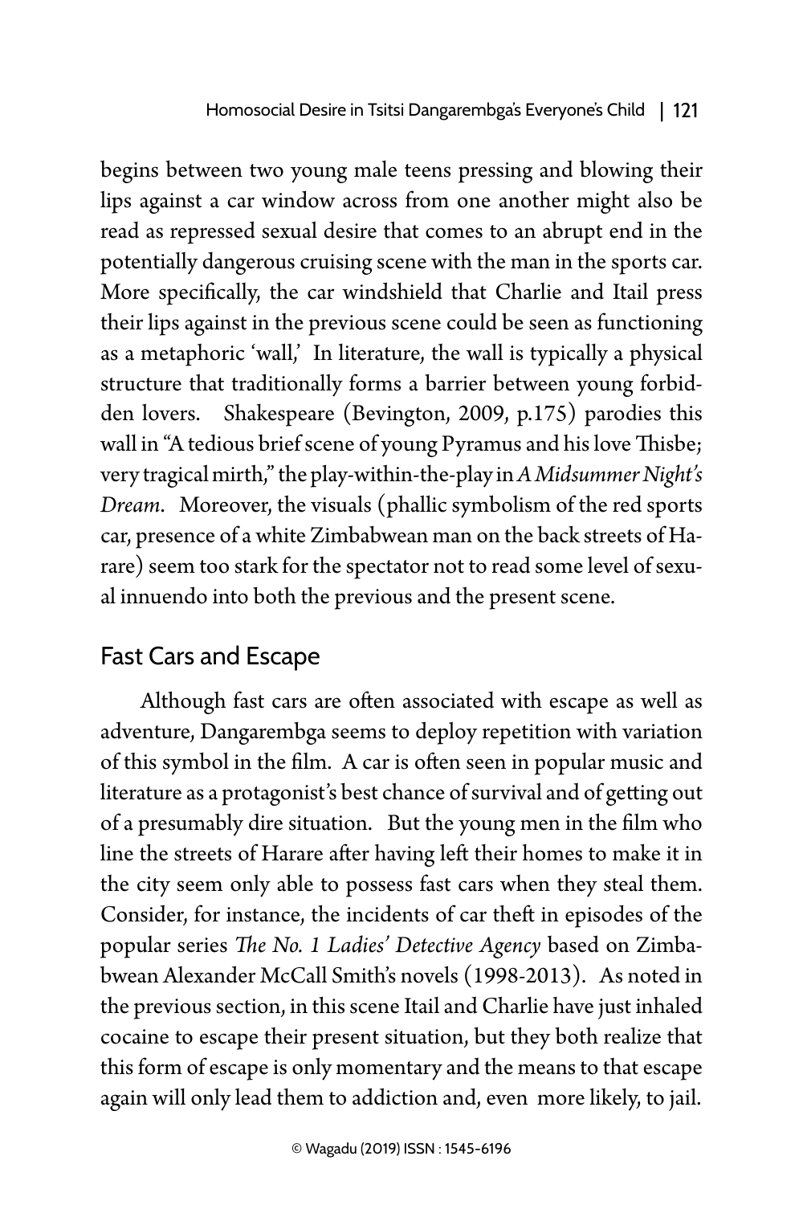begins between two young male teens pressing and blowing their lips against a car window across from one another might also be read as repressed sexual desire that comes to an abrupt end in the potentially dangerous cruising scene with the man in the sports car. More specifically, the car windshield that Charlie and Itail press their lips against in the previous scene could be seen as functioning as a metaphoric 'wall,' In literature, the wall is typically a physical structure that traditionally forms a barrier between young forbidden lovers. Shakespeare (Bevington, 2009, p.175) parodies this wall in "A tedious brief scene of young Pyramus and his love Thisbe; very tragical mirth," the play-within-the-play in *A Midsummer Night's Dream*. Moreover, the visuals (phallic symbolism of the red sports car, presence of a white Zimbabwean man on the back streets of Harare) seem too stark for the spectator not to read some level of sexual innuendo into both the previous and the present scene.

## Fast Cars and Escape

Although fast cars are often associated with escape as well as adventure, Dangarembga seems to deploy repetition with variation of this symbol in the film. A car is often seen in popular music and literature as a protagonist's best chance of survival and of getting out of a presumably dire situation. But the young men in the film who line the streets of Harare after having left their homes to make it in the city seem only able to possess fast cars when they steal them. Consider, for instance, the incidents of car theft in episodes of the popular series *The No. 1 Ladies' Detective Agency* based on Zimbabwean Alexander McCall Smith's novels (1998-2013). As noted in the previous section, in this scene Itail and Charlie have just inhaled cocaine to escape their present situation, but they both realize that this form of escape is only momentary and the means to that escape again will only lead them to addiction and, even more likely, to jail.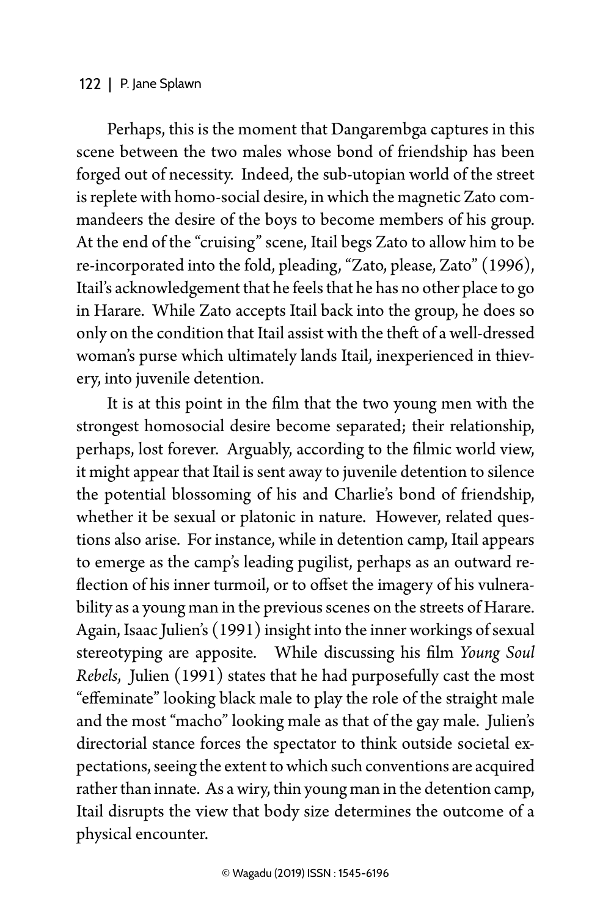Perhaps, this is the moment that Dangarembga captures in this scene between the two males whose bond of friendship has been forged out of necessity. Indeed, the sub-utopian world of the street is replete with homo-social desire, in which the magnetic Zato commandeers the desire of the boys to become members of his group. At the end of the "cruising" scene, Itail begs Zato to allow him to be re-incorporated into the fold, pleading, "Zato, please, Zato" (1996), Itail's acknowledgement that he feels that he has no other place to go in Harare. While Zato accepts Itail back into the group, he does so only on the condition that Itail assist with the theft of a well-dressed woman's purse which ultimately lands Itail, inexperienced in thievery, into juvenile detention.

It is at this point in the film that the two young men with the strongest homosocial desire become separated; their relationship, perhaps, lost forever. Arguably, according to the filmic world view, it might appear that Itail is sent away to juvenile detention to silence the potential blossoming of his and Charlie's bond of friendship, whether it be sexual or platonic in nature. However, related questions also arise. For instance, while in detention camp, Itail appears to emerge as the camp's leading pugilist, perhaps as an outward reflection of his inner turmoil, or to offset the imagery of his vulnerability as a young man in the previous scenes on the streets of Harare. Again, Isaac Julien's (1991) insight into the inner workings of sexual stereotyping are apposite. While discussing his film *Young Soul Rebels*, Julien (1991) states that he had purposefully cast the most "effeminate" looking black male to play the role of the straight male and the most "macho" looking male as that of the gay male. Julien's directorial stance forces the spectator to think outside societal expectations, seeing the extent to which such conventions are acquired rather than innate. As a wiry, thin young man in the detention camp, Itail disrupts the view that body size determines the outcome of a physical encounter.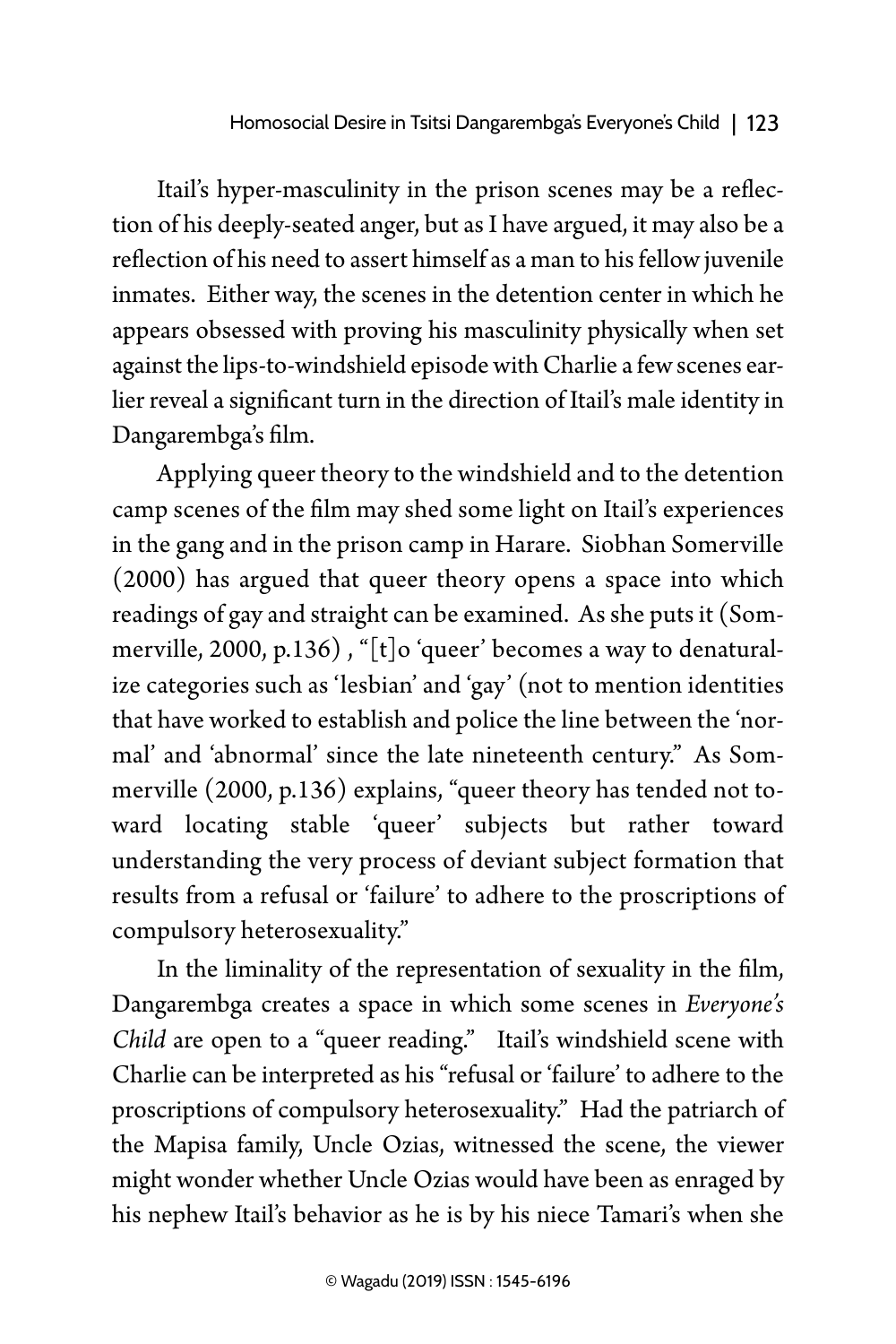Itail's hyper-masculinity in the prison scenes may be a reflection of his deeply-seated anger, but as I have argued, it may also be a reflection of his need to assert himself as a man to his fellow juvenile inmates. Either way, the scenes in the detention center in which he appears obsessed with proving his masculinity physically when set against the lips-to-windshield episode with Charlie a few scenes earlier reveal a significant turn in the direction of Itail's male identity in Dangarembga's film.

Applying queer theory to the windshield and to the detention camp scenes of the film may shed some light on Itail's experiences in the gang and in the prison camp in Harare. Siobhan Somerville (2000) has argued that queer theory opens a space into which readings of gay and straight can be examined. As she puts it (Sommerville, 2000, p.136) , "[t]o 'queer' becomes a way to denaturalize categories such as 'lesbian' and 'gay' (not to mention identities that have worked to establish and police the line between the 'normal' and 'abnormal' since the late nineteenth century." As Sommerville (2000, p.136) explains, "queer theory has tended not toward locating stable 'queer' subjects but rather toward understanding the very process of deviant subject formation that results from a refusal or 'failure' to adhere to the proscriptions of compulsory heterosexuality."

In the liminality of the representation of sexuality in the film, Dangarembga creates a space in which some scenes in *Everyone's Child* are open to a "queer reading." Itail's windshield scene with Charlie can be interpreted as his "refusal or 'failure' to adhere to the proscriptions of compulsory heterosexuality." Had the patriarch of the Mapisa family, Uncle Ozias, witnessed the scene, the viewer might wonder whether Uncle Ozias would have been as enraged by his nephew Itail's behavior as he is by his niece Tamari's when she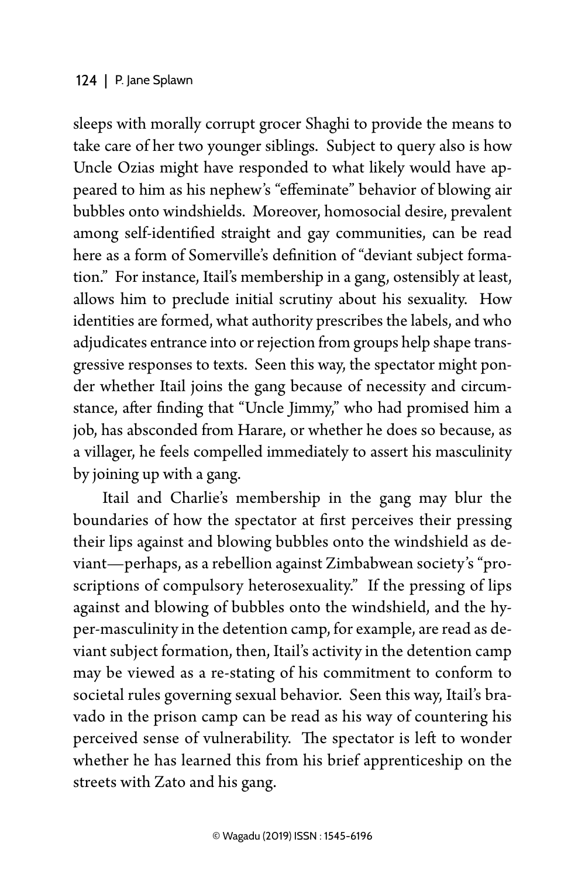sleeps with morally corrupt grocer Shaghi to provide the means to take care of her two younger siblings. Subject to query also is how Uncle Ozias might have responded to what likely would have appeared to him as his nephew's "effeminate" behavior of blowing air bubbles onto windshields. Moreover, homosocial desire, prevalent among self-identified straight and gay communities, can be read here as a form of Somerville's definition of "deviant subject formation." For instance, Itail's membership in a gang, ostensibly at least, allows him to preclude initial scrutiny about his sexuality. How identities are formed, what authority prescribes the labels, and who adjudicates entrance into or rejection from groups help shape transgressive responses to texts. Seen this way, the spectator might ponder whether Itail joins the gang because of necessity and circumstance, after finding that "Uncle Jimmy," who had promised him a job, has absconded from Harare, or whether he does so because, as a villager, he feels compelled immediately to assert his masculinity by joining up with a gang.

Itail and Charlie's membership in the gang may blur the boundaries of how the spectator at first perceives their pressing their lips against and blowing bubbles onto the windshield as deviant—perhaps, as a rebellion against Zimbabwean society's "proscriptions of compulsory heterosexuality." If the pressing of lips against and blowing of bubbles onto the windshield, and the hyper-masculinity in the detention camp, for example, are read as deviant subject formation, then, Itail's activity in the detention camp may be viewed as a re-stating of his commitment to conform to societal rules governing sexual behavior. Seen this way, Itail's bravado in the prison camp can be read as his way of countering his perceived sense of vulnerability. The spectator is left to wonder whether he has learned this from his brief apprenticeship on the streets with Zato and his gang.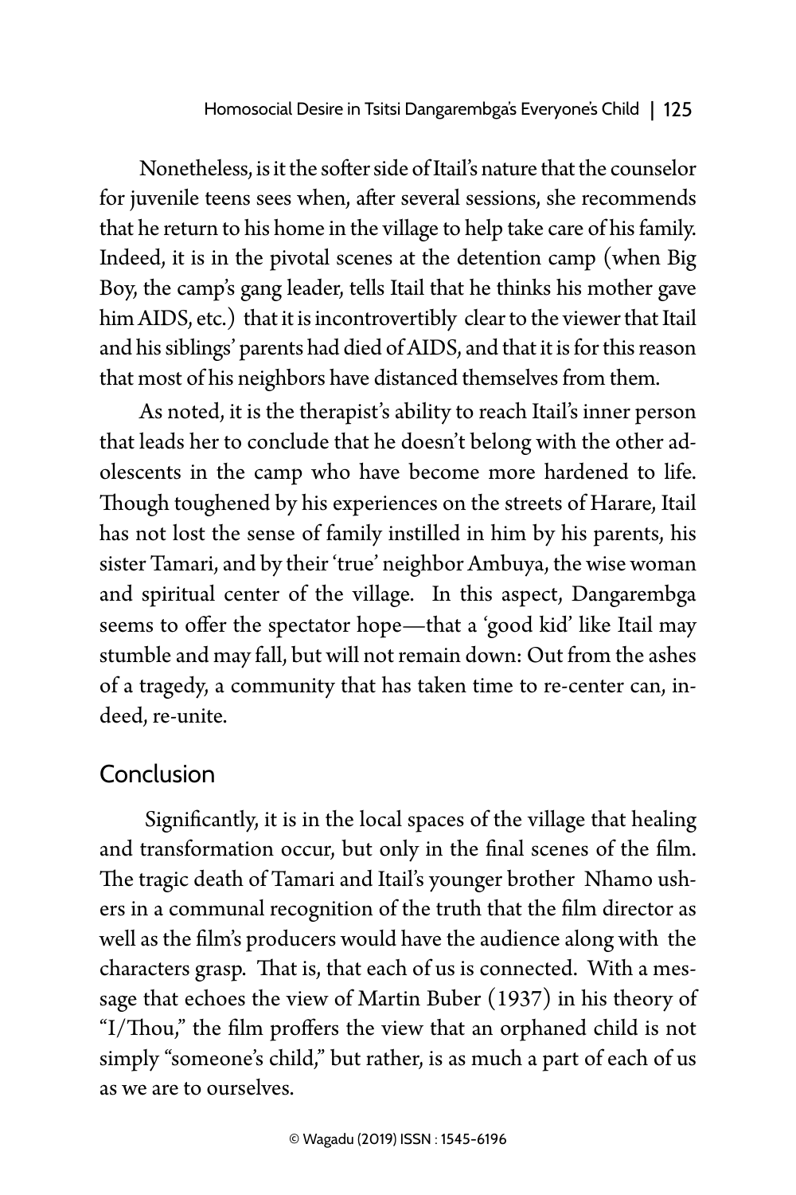Nonetheless, is it the softer side of Itail's nature that the counselor for juvenile teens sees when, after several sessions, she recommends that he return to his home in the village to help take care of his family. Indeed, it is in the pivotal scenes at the detention camp (when Big Boy, the camp's gang leader, tells Itail that he thinks his mother gave him AIDS, etc.) that it is incontrovertibly clear to the viewer that Itail and his siblings' parents had died of AIDS, and that it is for this reason that most of his neighbors have distanced themselves from them.

As noted, it is the therapist's ability to reach Itail's inner person that leads her to conclude that he doesn't belong with the other adolescents in the camp who have become more hardened to life. Though toughened by his experiences on the streets of Harare, Itail has not lost the sense of family instilled in him by his parents, his sister Tamari, and by their 'true' neighbor Ambuya, the wise woman and spiritual center of the village. In this aspect, Dangarembga seems to offer the spectator hope—that a 'good kid' like Itail may stumble and may fall, but will not remain down: Out from the ashes of a tragedy, a community that has taken time to re-center can, indeed, re-unite.

## Conclusion

Significantly, it is in the local spaces of the village that healing and transformation occur, but only in the final scenes of the film. The tragic death of Tamari and Itail's younger brother Nhamo ushers in a communal recognition of the truth that the film director as well as the film's producers would have the audience along with the characters grasp. That is, that each of us is connected. With a message that echoes the view of Martin Buber (1937) in his theory of "I/Thou," the film proffers the view that an orphaned child is not simply "someone's child," but rather, is as much a part of each of us as we are to ourselves.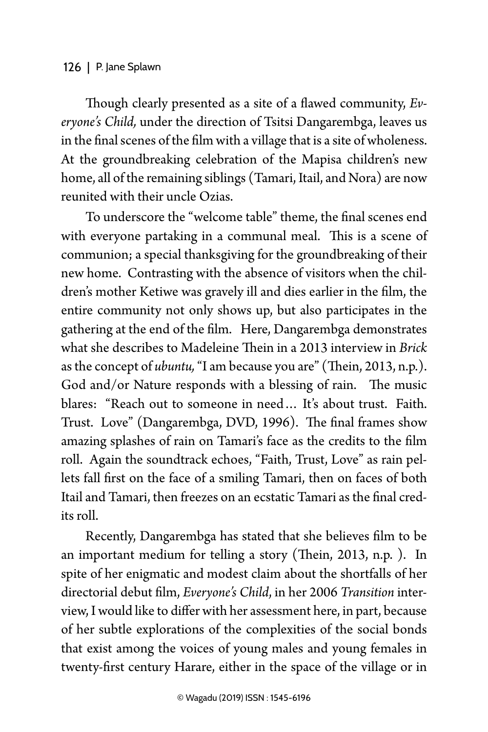Though clearly presented as a site of a flawed community, *Everyone's Child,* under the direction of Tsitsi Dangarembga, leaves us in the final scenes of the film with a village that is a site of wholeness. At the groundbreaking celebration of the Mapisa children's new home, all of the remaining siblings (Tamari, Itail, and Nora) are now reunited with their uncle Ozias.

To underscore the "welcome table" theme, the final scenes end with everyone partaking in a communal meal. This is a scene of communion; a special thanksgiving for the groundbreaking of their new home. Contrasting with the absence of visitors when the children's mother Ketiwe was gravely ill and dies earlier in the film, the entire community not only shows up, but also participates in the gathering at the end of the film. Here, Dangarembga demonstrates what she describes to Madeleine Thein in a 2013 interview in *Brick* as the concept of *ubuntu,* "I am because you are" (Thein, 2013, n.p.). God and/or Nature responds with a blessing of rain. The music blares: "Reach out to someone in need… It's about trust. Faith. Trust. Love" (Dangarembga, DVD, 1996). The final frames show amazing splashes of rain on Tamari's face as the credits to the film roll. Again the soundtrack echoes, "Faith, Trust, Love" as rain pellets fall first on the face of a smiling Tamari, then on faces of both Itail and Tamari, then freezes on an ecstatic Tamari as the final credits roll.

Recently, Dangarembga has stated that she believes film to be an important medium for telling a story (Thein, 2013, n.p. ). In spite of her enigmatic and modest claim about the shortfalls of her directorial debut film, *Everyone's Child*, in her 2006 *Transition* interview, I would like to differ with her assessment here, in part, because of her subtle explorations of the complexities of the social bonds that exist among the voices of young males and young females in twenty-first century Harare, either in the space of the village or in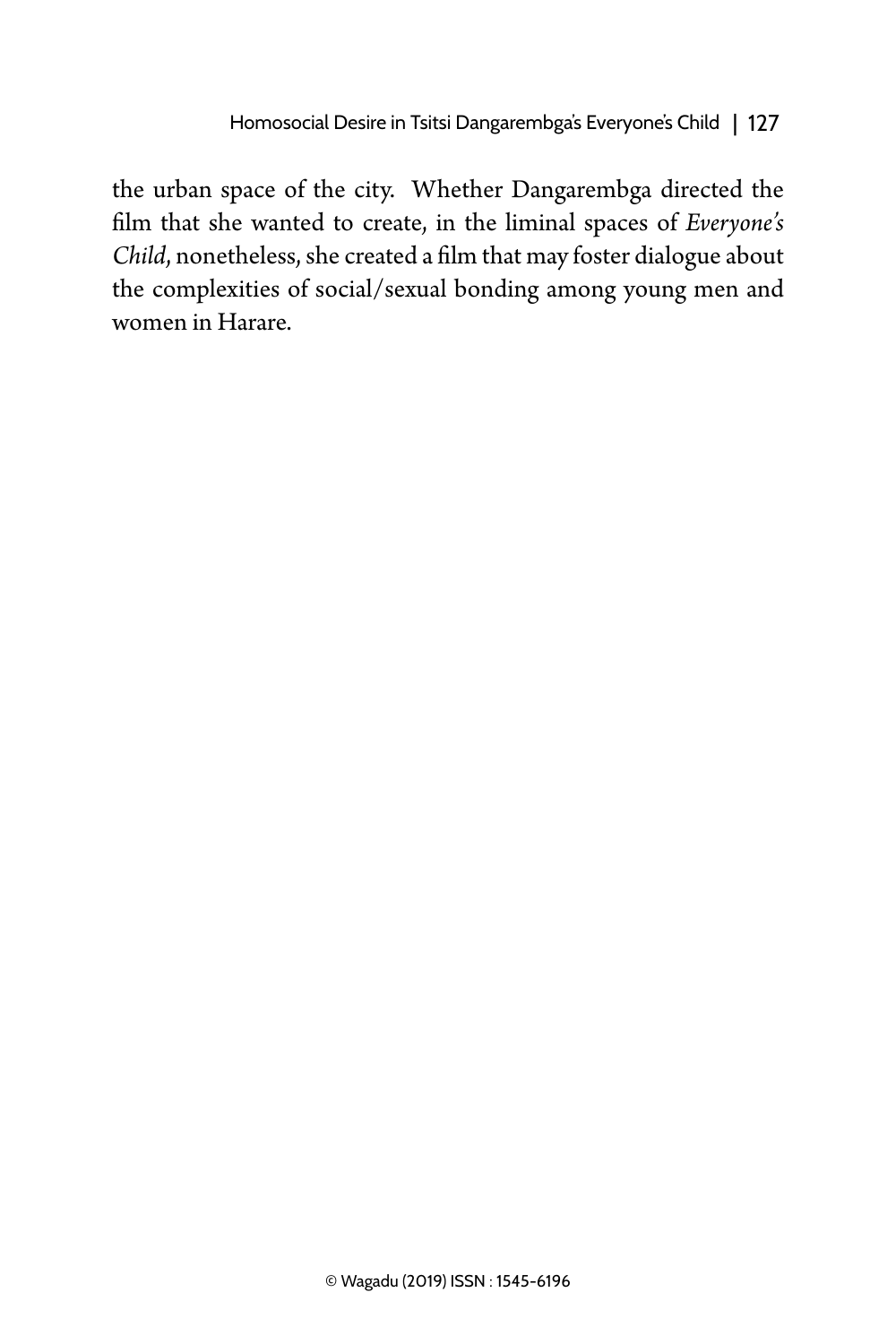the urban space of the city. Whether Dangarembga directed the film that she wanted to create, in the liminal spaces of *Everyone's Child*, nonetheless, she created a film that may foster dialogue about the complexities of social/sexual bonding among young men and women in Harare.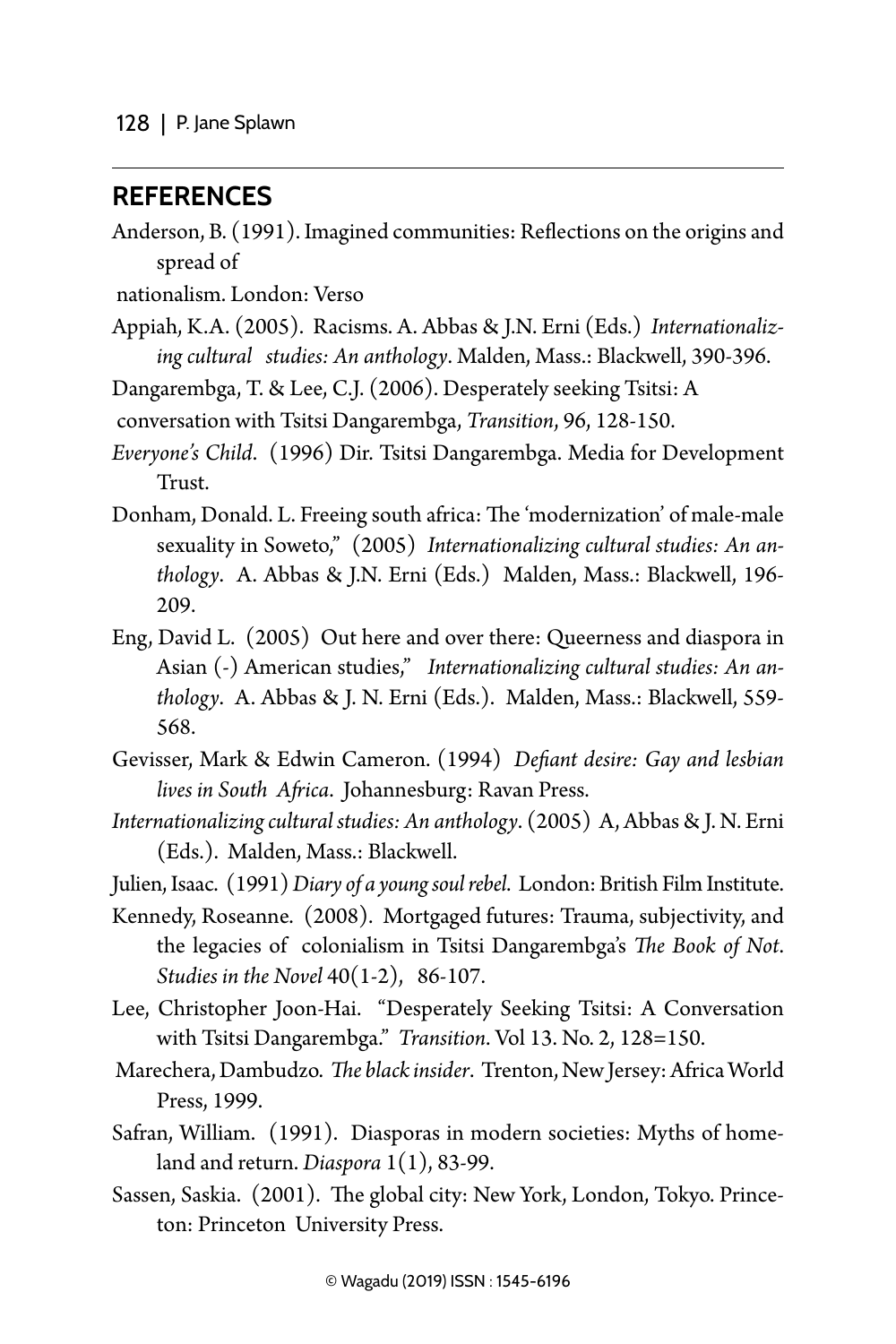## REFERENCES

Anderson, B. (1991). Imagined communities: Reflections on the origins and spread of

nationalism. London: Verso

Appiah, K.A. (2005). Racisms. A. Abbas & J.N. Erni (Eds.) *Internationalizing cultural studies: An anthology*. Malden, Mass.: Blackwell, 390-396.

Dangarembga, T. & Lee, C.J. (2006). Desperately seeking Tsitsi: A

conversation with Tsitsi Dangarembga, *Transition*, 96, 128-150.

*Everyone's Child*. (1996) Dir. Tsitsi Dangarembga. Media for Development Trust.

Donham, Donald. L. Freeing south africa: The 'modernization' of male-male sexuality in Soweto," (2005) *Internationalizing cultural studies: An anthology*. A. Abbas & J.N. Erni (Eds.) Malden, Mass.: Blackwell, 196-209.

Eng, David L. (2005) Out here and over there: Queerness and diaspora in Asian (-) American studies," *Internationalizing cultural studies: An anthology*. A. Abbas & J. N. Erni (Eds.). Malden, Mass.: Blackwell, 559-568.

Gevisser, Mark & Edwin Cameron. (1994) *Defiant desire: Gay and lesbian lives in South Africa*. Johannesburg: Ravan Press.

*Internationalizing cultural studies: An anthology*. (2005) A, Abbas & J. N. Erni (Eds.). Malden, Mass.: Blackwell.

Julien, Isaac. (1991) *Diary of a young soul rebel*. London: British Film Institute.

Kennedy, Roseanne. (2008). Mortgaged futures: Trauma, subjectivity, and the legacies of colonialism in Tsitsi Dangarembga's *The Book of Not*. *Studies in the Novel* 40(1-2), 86-107.

Lee, Christopher Joon-Hai. "Desperately Seeking Tsitsi: A Conversation with Tsitsi Dangarembga." *Transition*. Vol 13. No. 2, 128=150.

Marechera, Dambudzo. *The black insider*. Trenton, New Jersey: Africa World Press, 1999.

Safran, William. (1991). Diasporas in modern societies: Myths of homeland and return. *Diaspora* 1(1), 83-99.

Sassen, Saskia. (2001). The global city: New York, London, Tokyo. Princeton: Princeton University Press.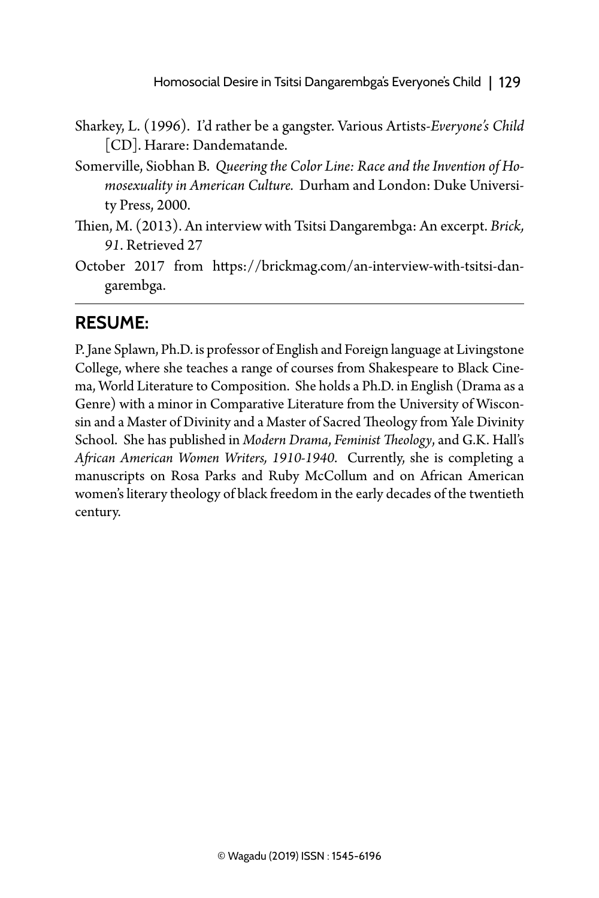Sharkey, L. (1996). I'd rather be a gangster. Various Artists-*Everyone's Child* [CD]. Harare: Dandematande.

Somerville, Siobhan B. *Queering the Color Line: Race and the Invention of Homosexuality in American Culture.* Durham and London: Duke University Press, 2000.

Thien, M. (2013). An interview with Tsitsi Dangarembga: An excerpt. *Brick, 91*. Retrieved 27 October 2017 from https://brickmag.com/an-interview-with-tsitsi-dangarembga.

## RESUME:

P. Jane Splawn, Ph.D. is professor of English and Foreign language at Livingstone College, where she teaches a range of courses from Shakespeare to Black Cinema, World Literature to Composition. She holds a Ph.D. in English (Drama as a Genre) with a minor in Comparative Literature from the University of Wisconsin and a Master of Divinity and a Master of Sacred Theology from Yale Divinity School. She has published in *Modern Drama*, *Feminist Theology*, and G.K. Hall's *African American Women Writers, 1910-1940*. Currently, she is completing a manuscripts on Rosa Parks and Ruby McCollum and on African American women's literary theology of black freedom in the early decades of the twentieth century.